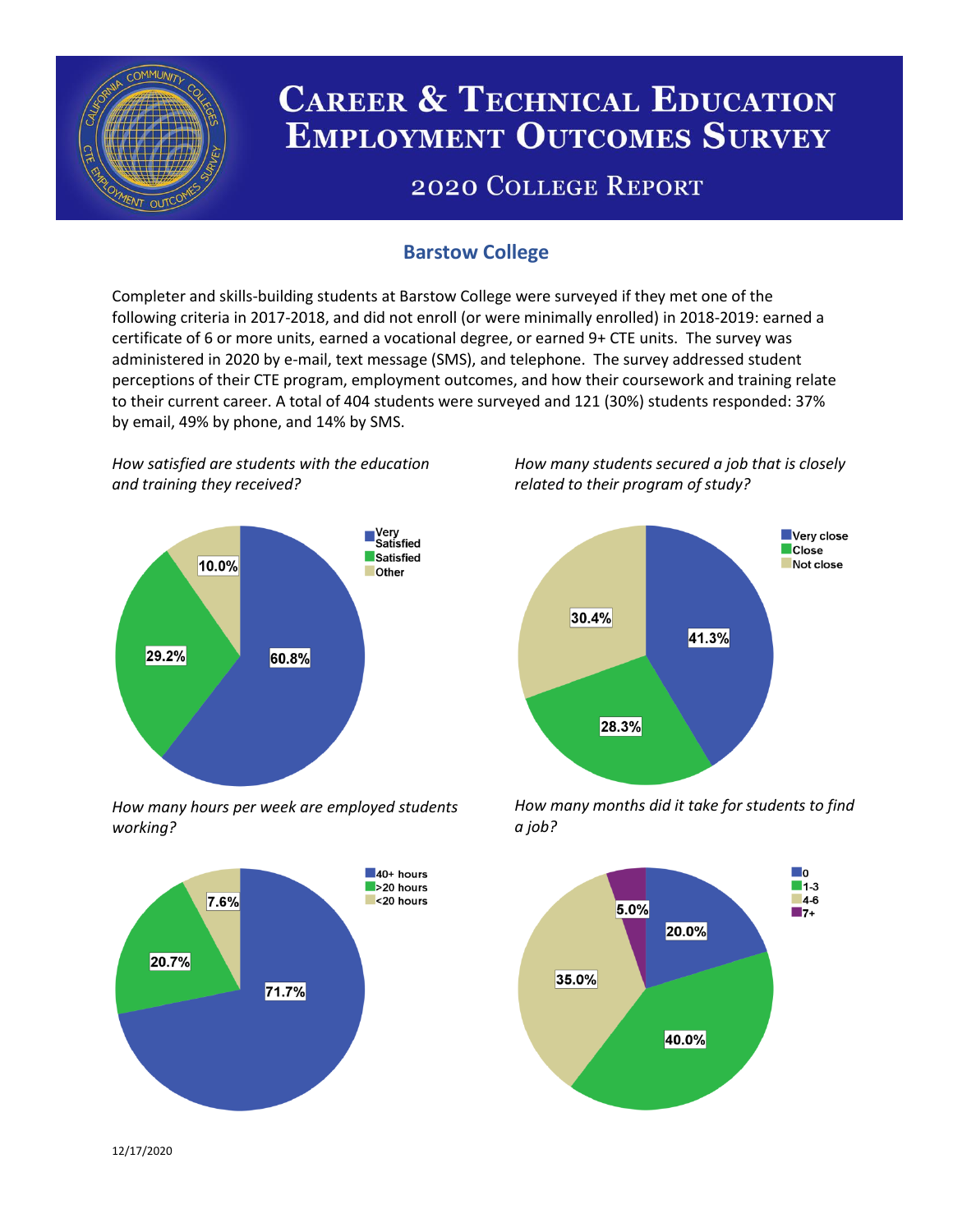# Career & Technical Education Employment Outcomes Survey

## 2020 College Report

### Barstow College

Completer and skills-building students at Barstow College were surveyed if they met one of the following criteria in 2017-2018, and did not enroll (or were minimally enrolled) in 2018-2019: earned a certificate of 6 or more units, earned a vocational degree, or earned 9+ CTE units. The survey was administered in 2020 by e-mail, text message (SMS), and telephone. The survey addressed student perceptions of their CTE program, employment outcomes, and how their coursework and training relate to their current career. A total of 404 students were surveyed and 121 (30%) students responded: 37% by email, 49% by phone, and 14% by SMS.

*How satisfied are students with the education and training they received?*

| Response | Percent |
|---|---|
| Very Satisfied | 60.8% |
| Satisfied | 29.2% |
| Other | 10.0% |

*How many students secured a job that is closely related to their program of study?*

| Response | Percent |
|---|---|
| Very close | 41.3% |
| Close | 28.3% |
| Not close | 30.4% |

*How many hours per week are employed students working?*

| Response | Percent |
|---|---|
| 40+ hours | 71.7% |
| >20 hours | 20.7% |
| <20 hours | 7.6% |

*How many months did it take for students to find a job?*

| Response | Percent |
|---|---|
| 0 | 20.0% |
| 1-3 | 40.0% |
| 4-6 | 35.0% |
| 7+ | 5.0% |

12/17/2020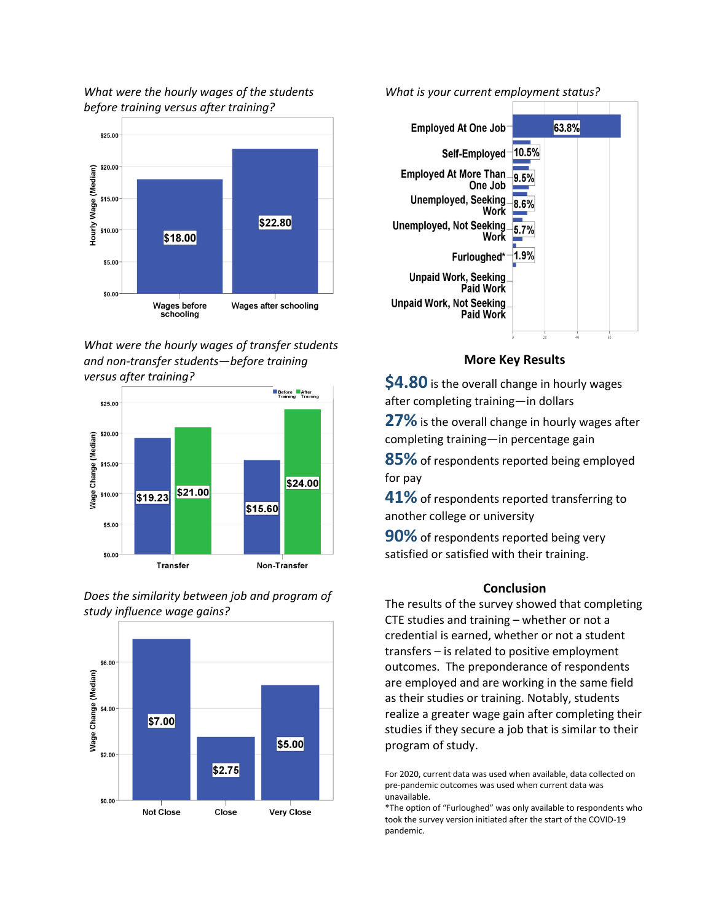*What were the hourly wages of the students before training versus after training?*

$25.00
$20.00
$15.00
$10.00
$5.00
$0.00
Hourly Wage (Median)
$18.00
$22.80
Wages before schooling
Wages after schooling

*What were the hourly wages of transfer students and non-transfer students—before training versus after training?*

Before Training
After Training
$25.00
$20.00
$15.00
$10.00
$5.00
$0.00
Wage Change (Median)
$19.23
$21.00
$15.60
$24.00
Transfer
Non-Transfer

*Does the similarity between job and program of study influence wage gains?*

$6.00
$4.00
$2.00
$0.00
Wage Change (Median)
$7.00
$2.75
$5.00
Not Close
Close
Very Close

*What is your current employment status?*

Employed At One Job 63.8%
Self-Employed 10.5%
Employed At More Than One Job 9.5%
Unemployed, Seeking Work 8.6%
Unemployed, Not Seeking Work 5.7%
Furloughed* 1.9%
Unpaid Work, Seeking Paid Work
Unpaid Work, Not Seeking Paid Work
0
20
40
60

## More Key Results

**$4.80** is the overall change in hourly wages after completing training—in dollars

**27%** is the overall change in hourly wages after completing training—in percentage gain

**85%** of respondents reported being employed for pay

**41%** of respondents reported transferring to another college or university

**90%** of respondents reported being very satisfied or satisfied with their training.

## Conclusion

The results of the survey showed that completing CTE studies and training – whether or not a credential is earned, whether or not a student transfers – is related to positive employment outcomes. The preponderance of respondents are employed and are working in the same field as their studies or training. Notably, students realize a greater wage gain after completing their studies if they secure a job that is similar to their program of study.

For 2020, current data was used when available, data collected on pre-pandemic outcomes was used when current data was unavailable.
*The option of "Furloughed" was only available to respondents who took the survey version initiated after the start of the COVID-19 pandemic.